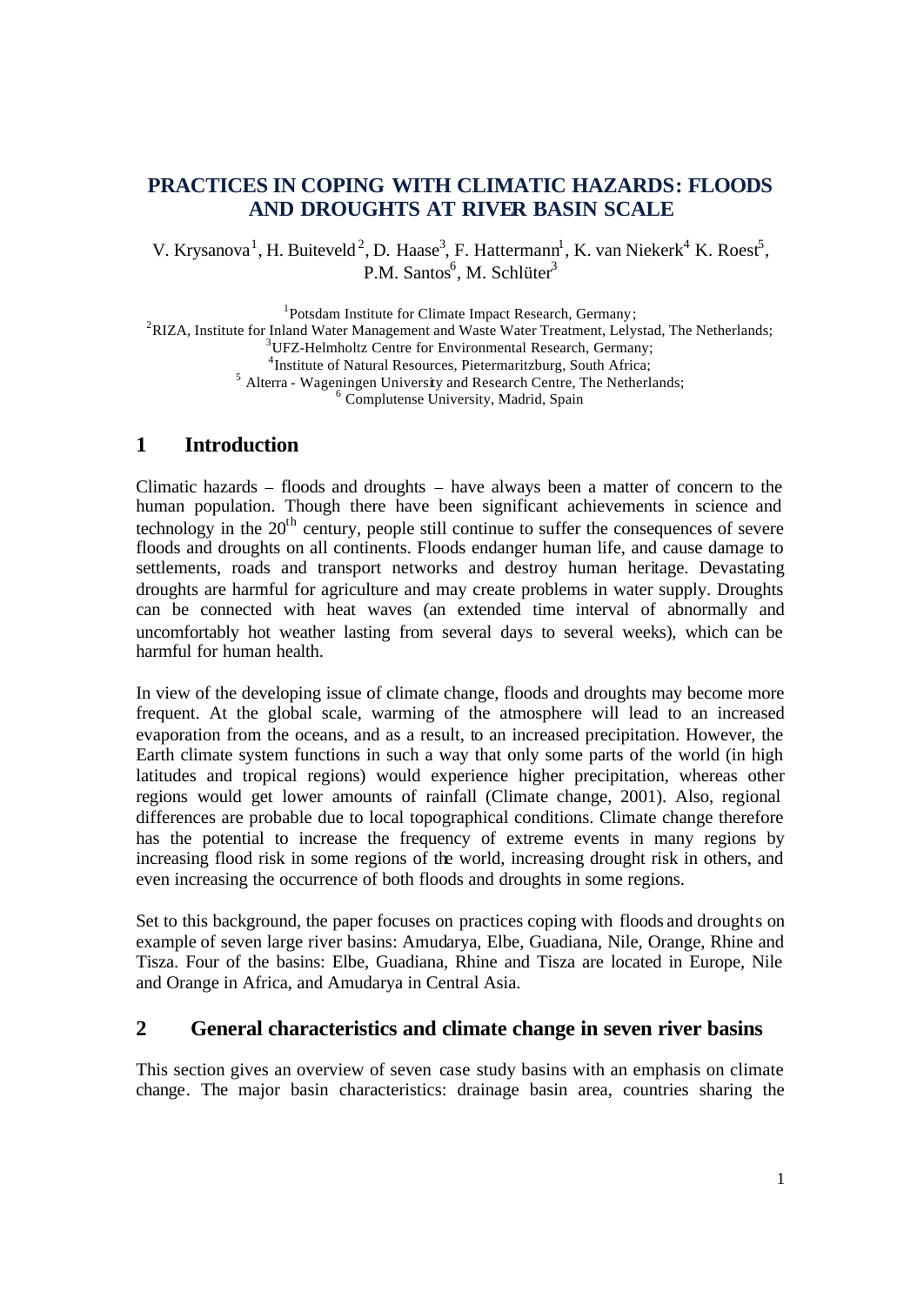# PRACTICES IN COPING WITH CLIMATIC HAZARDS: FLOODS AND DROUGHTS AT RIVER BASIN SCALE

V. Krysanova[1], H. Buiteveld[2], D. Haase[3], F. Hattermann[1], K. van Niekerk[4] K. Roest[5], P.M. Santos[6], M. Schlüter[3]

[1]Potsdam Institute for Climate Impact Research, Germany;
[2]RIZA, Institute for Inland Water Management and Waste Water Treatment, Lelystad, The Netherlands;
[3]UFZ-Helmholtz Centre for Environmental Research, Germany;
[4]Institute of Natural Resources, Pietermaritzburg, South Africa;
[5] Alterra - Wageningen University and Research Centre, The Netherlands;
[6] Complutense University, Madrid, Spain

## 1 Introduction

Climatic hazards – floods and droughts – have always been a matter of concern to the human population. Though there have been significant achievements in science and technology in the 20$^{th}$ century, people still continue to suffer the consequences of severe floods and droughts on all continents. Floods endanger human life, and cause damage to settlements, roads and transport networks and destroy human heritage. Devastating droughts are harmful for agriculture and may create problems in water supply. Droughts can be connected with heat waves (an extended time interval of abnormally and uncomfortably hot weather lasting from several days to several weeks), which can be harmful for human health.

In view of the developing issue of climate change, floods and droughts may become more frequent. At the global scale, warming of the atmosphere will lead to an increased evaporation from the oceans, and as a result, to an increased precipitation. However, the Earth climate system functions in such a way that only some parts of the world (in high latitudes and tropical regions) would experience higher precipitation, whereas other regions would get lower amounts of rainfall (Climate change, 2001). Also, regional differences are probable due to local topographical conditions. Climate change therefore has the potential to increase the frequency of extreme events in many regions by increasing flood risk in some regions of the world, increasing drought risk in others, and even increasing the occurrence of both floods and droughts in some regions.

Set to this background, the paper focuses on practices coping with floods and droughts on example of seven large river basins: Amudarya, Elbe, Guadiana, Nile, Orange, Rhine and Tisza. Four of the basins: Elbe, Guadiana, Rhine and Tisza are located in Europe, Nile and Orange in Africa, and Amudarya in Central Asia.

## 2 General characteristics and climate change in seven river basins

This section gives an overview of seven case study basins with an emphasis on climate change. The major basin characteristics: drainage basin area, countries sharing the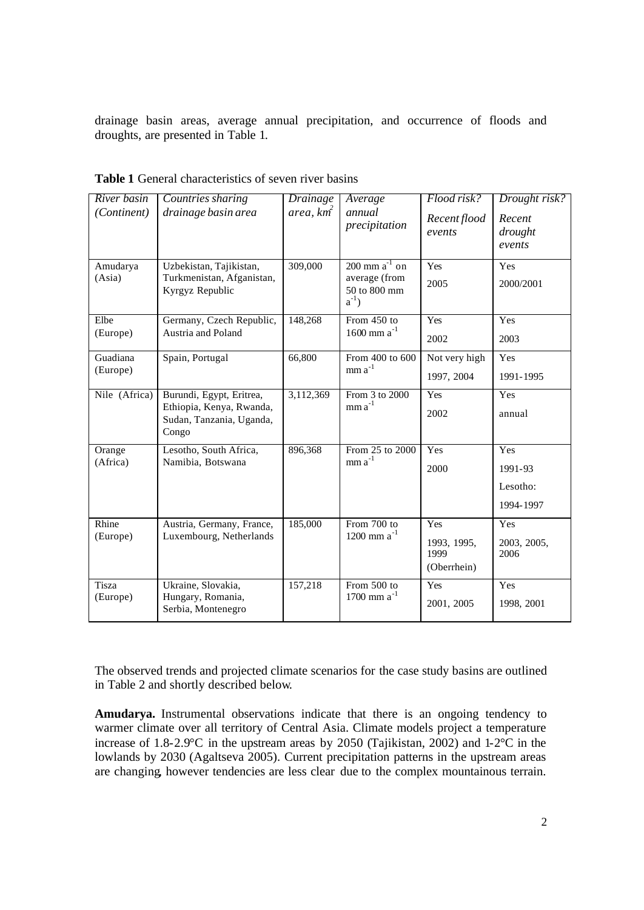drainage basin areas, average annual precipitation, and occurrence of floods and droughts, are presented in Table 1.

**Table 1** General characteristics of seven river basins

| *River basin (Continent)* | *Countries sharing drainage basin area* | *Drainage area, km²* | *Average annual precipitation* | *Flood risk? Recent flood events* | *Drought risk? Recent drought events* |
|---|---|---|---|---|---|
| Amudarya (Asia) | Uzbekistan, Tajikistan, Turkmenistan, Afganistan, Kyrgyz Republic | 309,000 | 200 mm $a^{-1}$ on average (from 50 to 800 mm $a^{-1}$) | Yes 2005 | Yes 2000/2001 |
| Elbe (Europe) | Germany, Czech Republic, Austria and Poland | 148,268 | From 450 to 1600 mm $a^{-1}$ | Yes 2002 | Yes 2003 |
| Guadiana (Europe) | Spain, Portugal | 66,800 | From 400 to 600 mm $a^{-1}$ | Not very high 1997, 2004 | Yes 1991-1995 |
| Nile (Africa) | Burundi, Egypt, Eritrea, Ethiopia, Kenya, Rwanda, Sudan, Tanzania, Uganda, Congo | 3,112,369 | From 3 to 2000 mm $a^{-1}$ | Yes 2002 | Yes annual |
| Orange (Africa) | Lesotho, South Africa, Namibia, Botswana | 896,368 | From 25 to 2000 mm $a^{-1}$ | Yes 2000 | Yes 1991-93 Lesotho: 1994-1997 |
| Rhine (Europe) | Austria, Germany, France, Luxembourg, Netherlands | 185,000 | From 700 to 1200 mm $a^{-1}$ | Yes 1993, 1995, 1999 (Oberrhein) | Yes 2003, 2005, 2006 |
| Tisza (Europe) | Ukraine, Slovakia, Hungary, Romania, Serbia, Montenegro | 157,218 | From 500 to 1700 mm $a^{-1}$ | Yes 2001, 2005 | Yes 1998, 2001 |

The observed trends and projected climate scenarios for the case study basins are outlined in Table 2 and shortly described below.

**Amudarya.** Instrumental observations indicate that there is an ongoing tendency to warmer climate over all territory of Central Asia. Climate models project a temperature increase of 1.8-2.9°C in the upstream areas by 2050 (Tajikistan, 2002) and 1-2°C in the lowlands by 2030 (Agaltseva 2005). Current precipitation patterns in the upstream areas are changing, however tendencies are less clear due to the complex mountainous terrain.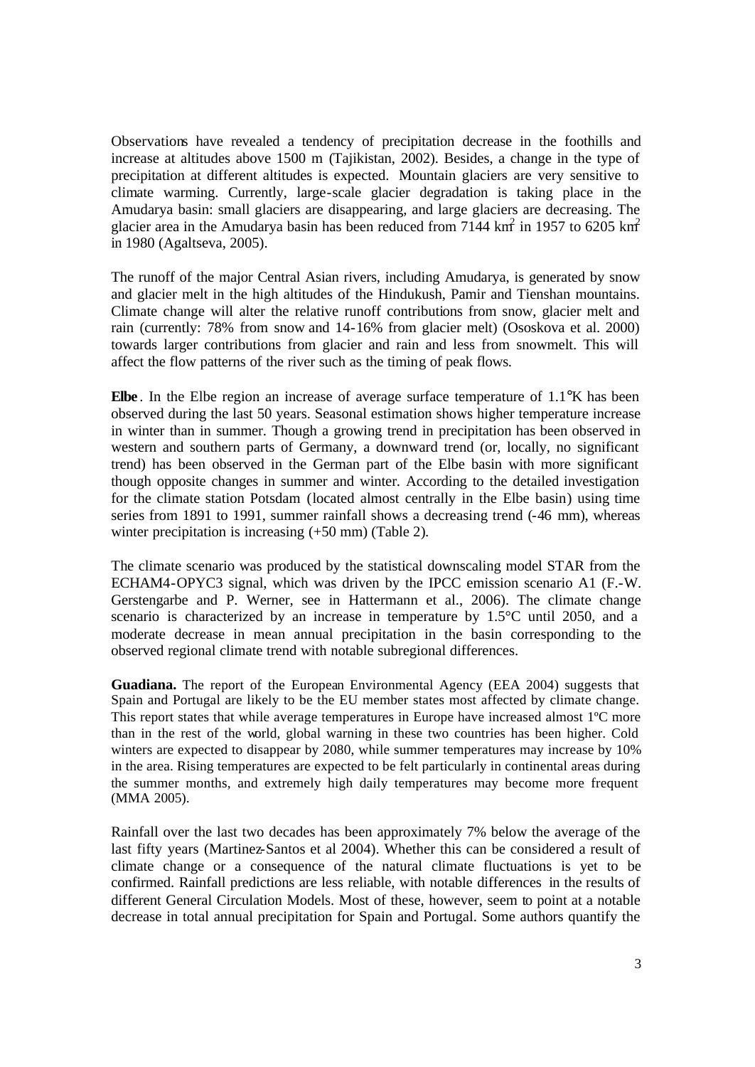Observations have revealed a tendency of precipitation decrease in the foothills and increase at altitudes above 1500 m (Tajikistan, 2002). Besides, a change in the type of precipitation at different altitudes is expected. Mountain glaciers are very sensitive to climate warming. Currently, large-scale glacier degradation is taking place in the Amudarya basin: small glaciers are disappearing, and large glaciers are decreasing. The glacier area in the Amudarya basin has been reduced from 7144 $km^2$ in 1957 to 6205 $km^2$ in 1980 (Agaltseva, 2005).

The runoff of the major Central Asian rivers, including Amudarya, is generated by snow and glacier melt in the high altitudes of the Hindukush, Pamir and Tienshan mountains. Climate change will alter the relative runoff contributions from snow, glacier melt and rain (currently: 78% from snow and 14-16% from glacier melt) (Ososkova et al. 2000) towards larger contributions from glacier and rain and less from snowmelt. This will affect the flow patterns of the river such as the timing of peak flows.

**Elbe**. In the Elbe region an increase of average surface temperature of 1.1°K has been observed during the last 50 years. Seasonal estimation shows higher temperature increase in winter than in summer. Though a growing trend in precipitation has been observed in western and southern parts of Germany, a downward trend (or, locally, no significant trend) has been observed in the German part of the Elbe basin with more significant though opposite changes in summer and winter. According to the detailed investigation for the climate station Potsdam (located almost centrally in the Elbe basin) using time series from 1891 to 1991, summer rainfall shows a decreasing trend (-46 mm), whereas winter precipitation is increasing (+50 mm) (Table 2).

The climate scenario was produced by the statistical downscaling model STAR from the ECHAM4-OPYC3 signal, which was driven by the IPCC emission scenario A1 (F.-W. Gerstengarbe and P. Werner, see in Hattermann et al., 2006). The climate change scenario is characterized by an increase in temperature by 1.5°C until 2050, and a moderate decrease in mean annual precipitation in the basin corresponding to the observed regional climate trend with notable subregional differences.

**Guadiana.** The report of the European Environmental Agency (EEA 2004) suggests that Spain and Portugal are likely to be the EU member states most affected by climate change. This report states that while average temperatures in Europe have increased almost 1ºC more than in the rest of the world, global warning in these two countries has been higher. Cold winters are expected to disappear by 2080, while summer temperatures may increase by 10% in the area. Rising temperatures are expected to be felt particularly in continental areas during the summer months, and extremely high daily temperatures may become more frequent (MMA 2005).

Rainfall over the last two decades has been approximately 7% below the average of the last fifty years (Martinez-Santos et al 2004). Whether this can be considered a result of climate change or a consequence of the natural climate fluctuations is yet to be confirmed. Rainfall predictions are less reliable, with notable differences in the results of different General Circulation Models. Most of these, however, seem to point at a notable decrease in total annual precipitation for Spain and Portugal. Some authors quantify the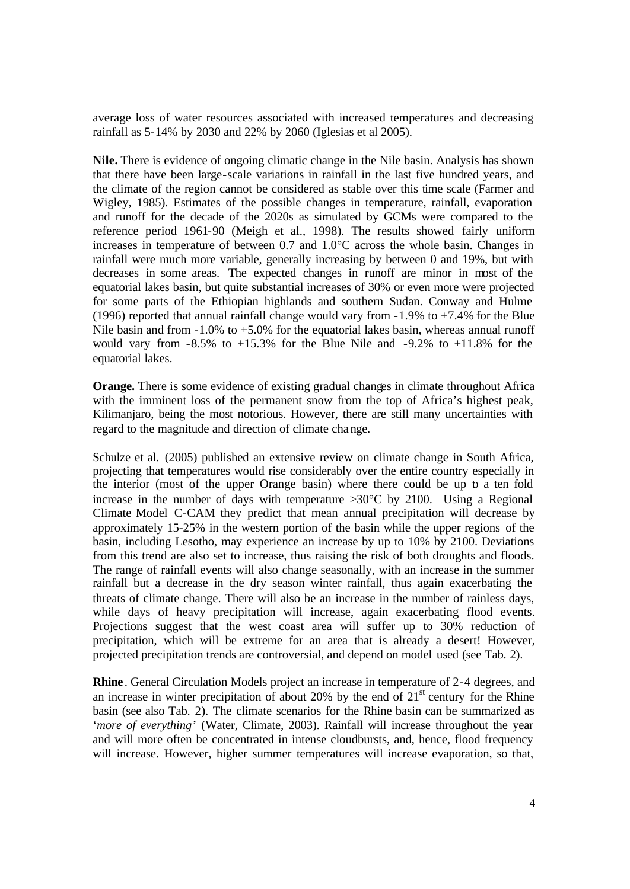average loss of water resources associated with increased temperatures and decreasing rainfall as 5-14% by 2030 and 22% by 2060 (Iglesias et al 2005).

**Nile.** There is evidence of ongoing climatic change in the Nile basin. Analysis has shown that there have been large-scale variations in rainfall in the last five hundred years, and the climate of the region cannot be considered as stable over this time scale (Farmer and Wigley, 1985). Estimates of the possible changes in temperature, rainfall, evaporation and runoff for the decade of the 2020s as simulated by GCMs were compared to the reference period 1961-90 (Meigh et al., 1998). The results showed fairly uniform increases in temperature of between 0.7 and 1.0°C across the whole basin. Changes in rainfall were much more variable, generally increasing by between 0 and 19%, but with decreases in some areas. The expected changes in runoff are minor in most of the equatorial lakes basin, but quite substantial increases of 30% or even more were projected for some parts of the Ethiopian highlands and southern Sudan. Conway and Hulme (1996) reported that annual rainfall change would vary from -1.9% to +7.4% for the Blue Nile basin and from -1.0% to +5.0% for the equatorial lakes basin, whereas annual runoff would vary from -8.5% to +15.3% for the Blue Nile and -9.2% to +11.8% for the equatorial lakes.

**Orange.** There is some evidence of existing gradual changes in climate throughout Africa with the imminent loss of the permanent snow from the top of Africa's highest peak, Kilimanjaro, being the most notorious. However, there are still many uncertainties with regard to the magnitude and direction of climate change.

Schulze et al. (2005) published an extensive review on climate change in South Africa, projecting that temperatures would rise considerably over the entire country especially in the interior (most of the upper Orange basin) where there could be up to a ten fold increase in the number of days with temperature >30°C by 2100. Using a Regional Climate Model C-CAM they predict that mean annual precipitation will decrease by approximately 15-25% in the western portion of the basin while the upper regions of the basin, including Lesotho, may experience an increase by up to 10% by 2100. Deviations from this trend are also set to increase, thus raising the risk of both droughts and floods. The range of rainfall events will also change seasonally, with an increase in the summer rainfall but a decrease in the dry season winter rainfall, thus again exacerbating the threats of climate change. There will also be an increase in the number of rainless days, while days of heavy precipitation will increase, again exacerbating flood events. Projections suggest that the west coast area will suffer up to 30% reduction of precipitation, which will be extreme for an area that is already a desert! However, projected precipitation trends are controversial, and depend on model used (see Tab. 2).

**Rhine**. General Circulation Models project an increase in temperature of 2-4 degrees, and an increase in winter precipitation of about 20% by the end of 21st century for the Rhine basin (see also Tab. 2). The climate scenarios for the Rhine basin can be summarized as '*more of everything*' (Water, Climate, 2003). Rainfall will increase throughout the year and will more often be concentrated in intense cloudbursts, and, hence, flood frequency will increase. However, higher summer temperatures will increase evaporation, so that,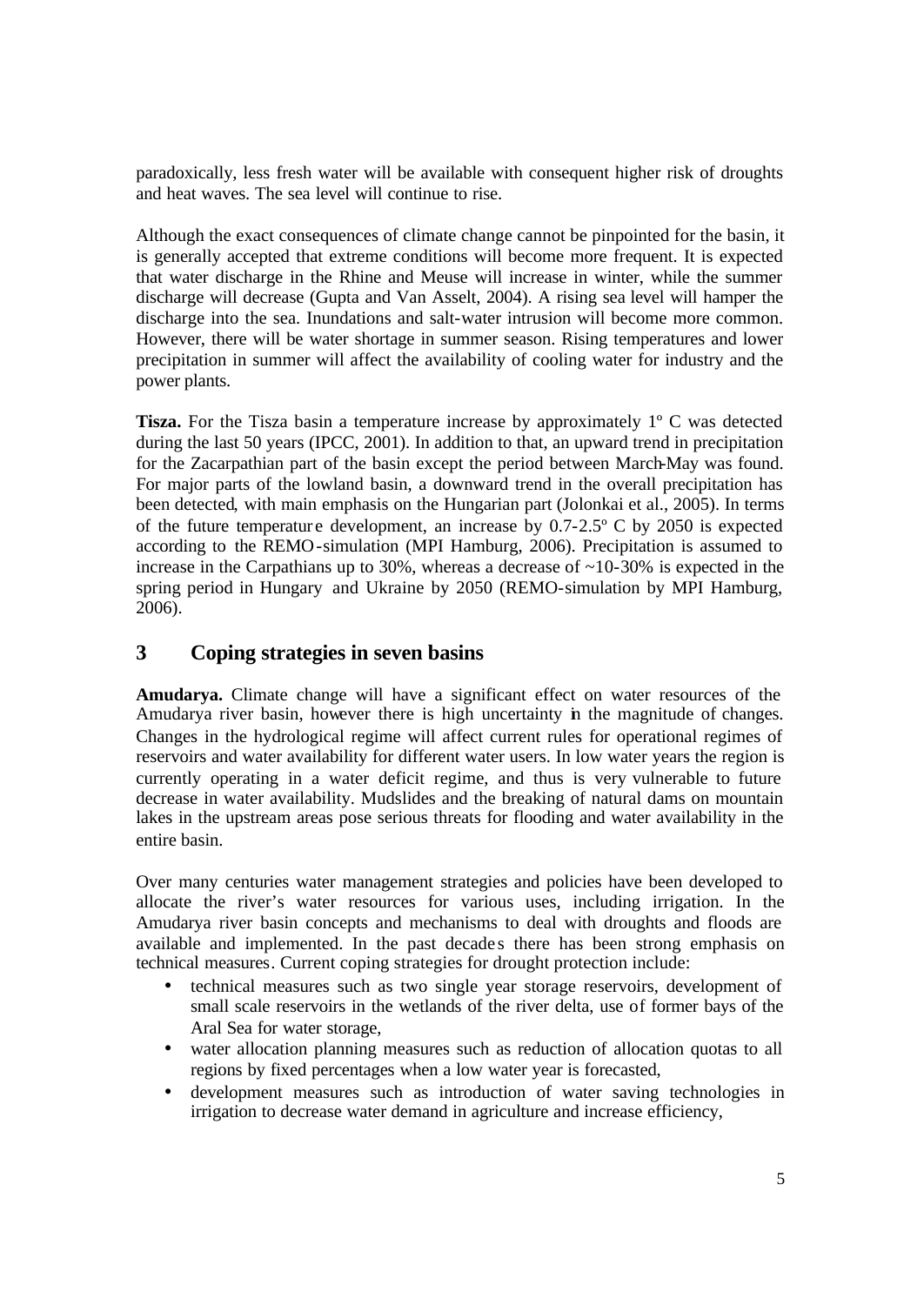paradoxically, less fresh water will be available with consequent higher risk of droughts and heat waves. The sea level will continue to rise.

Although the exact consequences of climate change cannot be pinpointed for the basin, it is generally accepted that extreme conditions will become more frequent. It is expected that water discharge in the Rhine and Meuse will increase in winter, while the summer discharge will decrease (Gupta and Van Asselt, 2004). A rising sea level will hamper the discharge into the sea. Inundations and salt-water intrusion will become more common. However, there will be water shortage in summer season. Rising temperatures and lower precipitation in summer will affect the availability of cooling water for industry and the power plants.

**Tisza.** For the Tisza basin a temperature increase by approximately 1º C was detected during the last 50 years (IPCC, 2001). In addition to that, an upward trend in precipitation for the Zacarpathian part of the basin except the period between March-May was found. For major parts of the lowland basin, a downward trend in the overall precipitation has been detected, with main emphasis on the Hungarian part (Jolonkai et al., 2005). In terms of the future temperature development, an increase by 0.7-2.5º C by 2050 is expected according to the REMO-simulation (MPI Hamburg, 2006). Precipitation is assumed to increase in the Carpathians up to 30%, whereas a decrease of ~10-30% is expected in the spring period in Hungary and Ukraine by 2050 (REMO-simulation by MPI Hamburg, 2006).

## 3 Coping strategies in seven basins

**Amudarya.** Climate change will have a significant effect on water resources of the Amudarya river basin, however there is high uncertainty in the magnitude of changes. Changes in the hydrological regime will affect current rules for operational regimes of reservoirs and water availability for different water users. In low water years the region is currently operating in a water deficit regime, and thus is very vulnerable to future decrease in water availability. Mudslides and the breaking of natural dams on mountain lakes in the upstream areas pose serious threats for flooding and water availability in the entire basin.

Over many centuries water management strategies and policies have been developed to allocate the river's water resources for various uses, including irrigation. In the Amudarya river basin concepts and mechanisms to deal with droughts and floods are available and implemented. In the past decades there has been strong emphasis on technical measures. Current coping strategies for drought protection include:

- technical measures such as two single year storage reservoirs, development of small scale reservoirs in the wetlands of the river delta, use of former bays of the Aral Sea for water storage,
- water allocation planning measures such as reduction of allocation quotas to all regions by fixed percentages when a low water year is forecasted,
- development measures such as introduction of water saving technologies in irrigation to decrease water demand in agriculture and increase efficiency,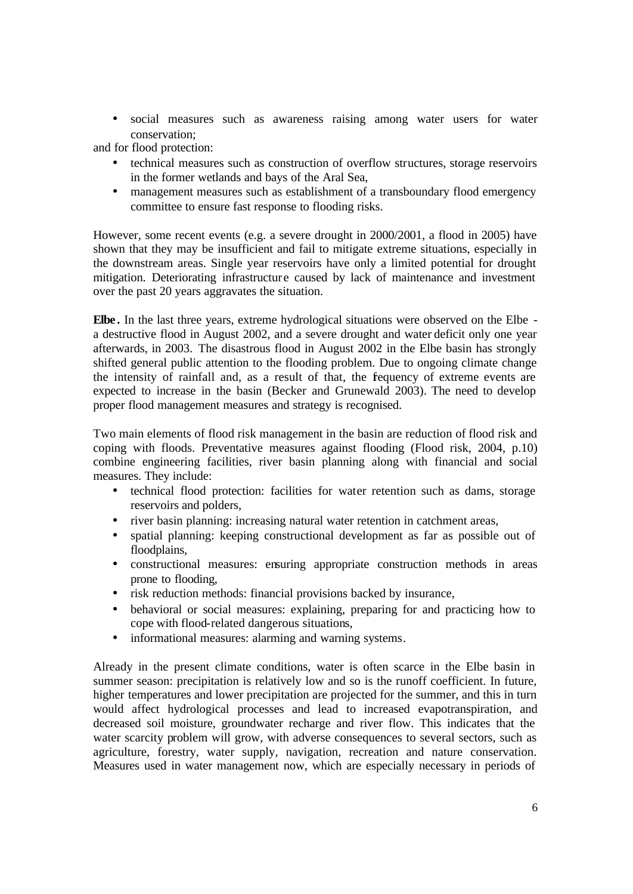- social measures such as awareness raising among water users for water conservation;

and for flood protection:

- technical measures such as construction of overflow structures, storage reservoirs in the former wetlands and bays of the Aral Sea,
- management measures such as establishment of a transboundary flood emergency committee to ensure fast response to flooding risks.

However, some recent events (e.g. a severe drought in 2000/2001, a flood in 2005) have shown that they may be insufficient and fail to mitigate extreme situations, especially in the downstream areas. Single year reservoirs have only a limited potential for drought mitigation. Deteriorating infrastructure caused by lack of maintenance and investment over the past 20 years aggravates the situation.

**Elbe.** In the last three years, extreme hydrological situations were observed on the Elbe - a destructive flood in August 2002, and a severe drought and water deficit only one year afterwards, in 2003. The disastrous flood in August 2002 in the Elbe basin has strongly shifted general public attention to the flooding problem. Due to ongoing climate change the intensity of rainfall and, as a result of that, the frequency of extreme events are expected to increase in the basin (Becker and Grunewald 2003). The need to develop proper flood management measures and strategy is recognised.

Two main elements of flood risk management in the basin are reduction of flood risk and coping with floods. Preventative measures against flooding (Flood risk, 2004, p.10) combine engineering facilities, river basin planning along with financial and social measures. They include:

- technical flood protection: facilities for water retention such as dams, storage reservoirs and polders,
- river basin planning: increasing natural water retention in catchment areas,
- spatial planning: keeping constructional development as far as possible out of floodplains,
- constructional measures: ensuring appropriate construction methods in areas prone to flooding,
- risk reduction methods: financial provisions backed by insurance,
- behavioral or social measures: explaining, preparing for and practicing how to cope with flood-related dangerous situations,
- informational measures: alarming and warning systems.

Already in the present climate conditions, water is often scarce in the Elbe basin in summer season: precipitation is relatively low and so is the runoff coefficient. In future, higher temperatures and lower precipitation are projected for the summer, and this in turn would affect hydrological processes and lead to increased evapotranspiration, and decreased soil moisture, groundwater recharge and river flow. This indicates that the water scarcity problem will grow, with adverse consequences to several sectors, such as agriculture, forestry, water supply, navigation, recreation and nature conservation. Measures used in water management now, which are especially necessary in periods of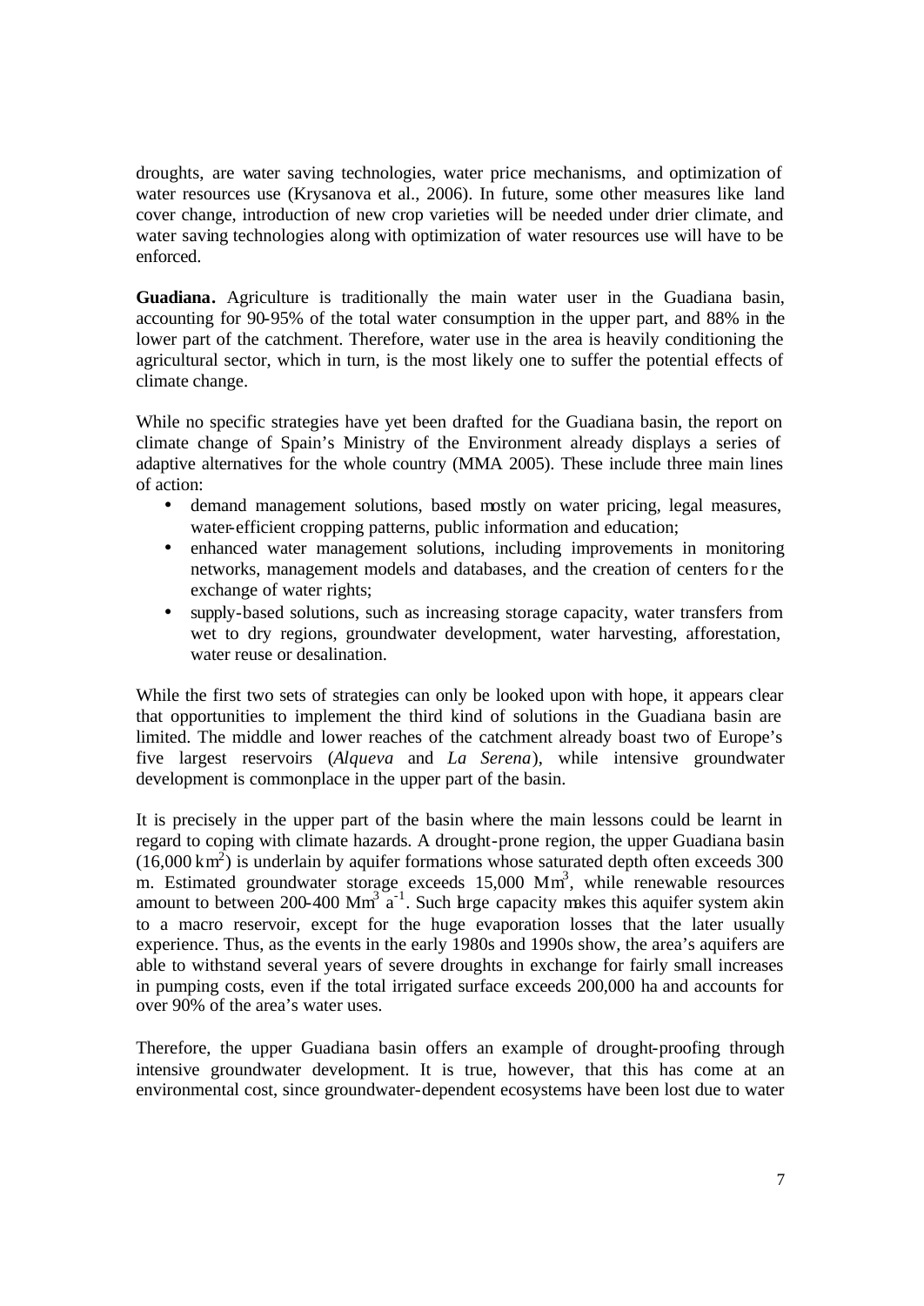droughts, are water saving technologies, water price mechanisms, and optimization of water resources use (Krysanova et al., 2006). In future, some other measures like land cover change, introduction of new crop varieties will be needed under drier climate, and water saving technologies along with optimization of water resources use will have to be enforced.

**Guadiana.** Agriculture is traditionally the main water user in the Guadiana basin, accounting for 90-95% of the total water consumption in the upper part, and 88% in the lower part of the catchment. Therefore, water use in the area is heavily conditioning the agricultural sector, which in turn, is the most likely one to suffer the potential effects of climate change.

While no specific strategies have yet been drafted for the Guadiana basin, the report on climate change of Spain's Ministry of the Environment already displays a series of adaptive alternatives for the whole country (MMA 2005). These include three main lines of action:

- demand management solutions, based mostly on water pricing, legal measures, water-efficient cropping patterns, public information and education;
- enhanced water management solutions, including improvements in monitoring networks, management models and databases, and the creation of centers for the exchange of water rights;
- supply-based solutions, such as increasing storage capacity, water transfers from wet to dry regions, groundwater development, water harvesting, afforestation, water reuse or desalination.

While the first two sets of strategies can only be looked upon with hope, it appears clear that opportunities to implement the third kind of solutions in the Guadiana basin are limited. The middle and lower reaches of the catchment already boast two of Europe's five largest reservoirs (*Alqueva* and *La Serena*), while intensive groundwater development is commonplace in the upper part of the basin.

It is precisely in the upper part of the basin where the main lessons could be learnt in regard to coping with climate hazards. A drought-prone region, the upper Guadiana basin (16,000 km$^2$) is underlain by aquifer formations whose saturated depth often exceeds 300 m. Estimated groundwater storage exceeds 15,000 Mm$^3$, while renewable resources amount to between 200-400 Mm$^3$ a$^{-1}$. Such large capacity makes this aquifer system akin to a macro reservoir, except for the huge evaporation losses that the later usually experience. Thus, as the events in the early 1980s and 1990s show, the area's aquifers are able to withstand several years of severe droughts in exchange for fairly small increases in pumping costs, even if the total irrigated surface exceeds 200,000 ha and accounts for over 90% of the area's water uses.

Therefore, the upper Guadiana basin offers an example of drought-proofing through intensive groundwater development. It is true, however, that this has come at an environmental cost, since groundwater-dependent ecosystems have been lost due to water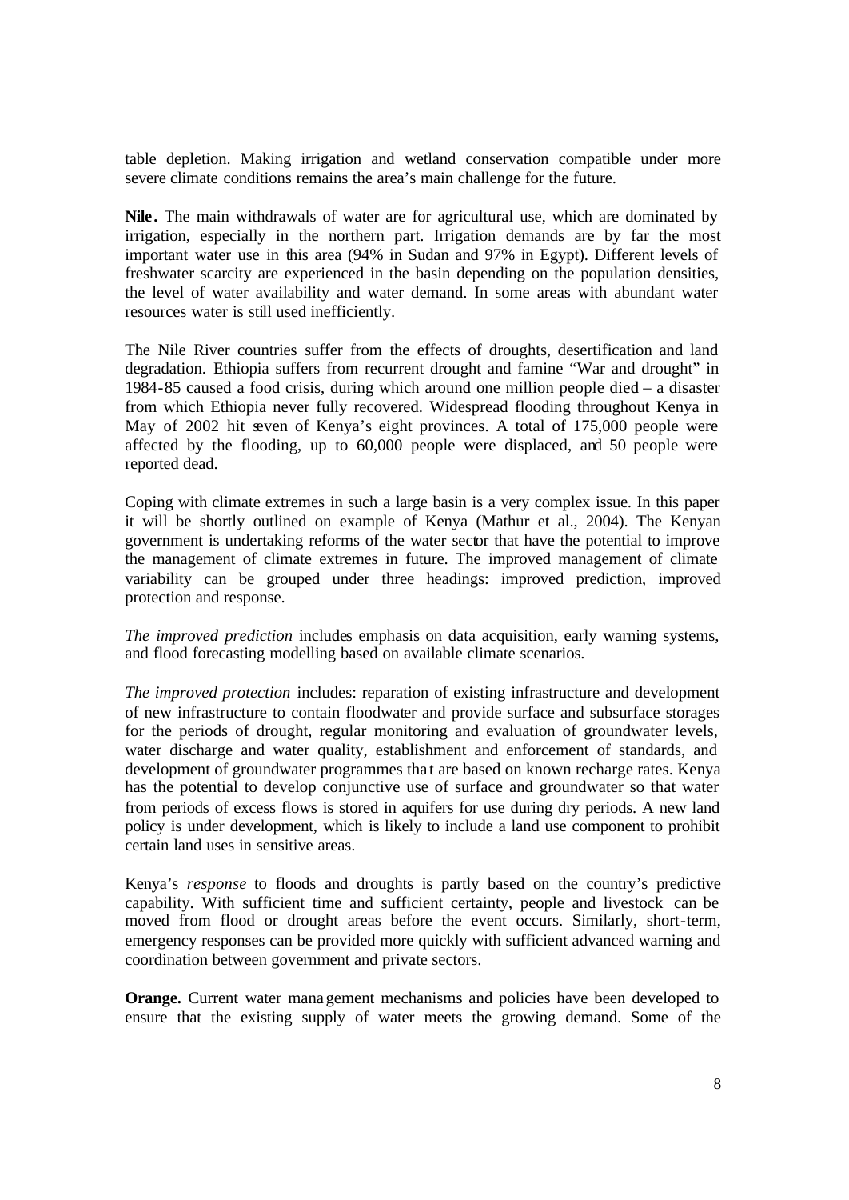table depletion. Making irrigation and wetland conservation compatible under more severe climate conditions remains the area's main challenge for the future.

**Nile.** The main withdrawals of water are for agricultural use, which are dominated by irrigation, especially in the northern part. Irrigation demands are by far the most important water use in this area (94% in Sudan and 97% in Egypt). Different levels of freshwater scarcity are experienced in the basin depending on the population densities, the level of water availability and water demand. In some areas with abundant water resources water is still used inefficiently.

The Nile River countries suffer from the effects of droughts, desertification and land degradation. Ethiopia suffers from recurrent drought and famine "War and drought" in 1984-85 caused a food crisis, during which around one million people died – a disaster from which Ethiopia never fully recovered. Widespread flooding throughout Kenya in May of 2002 hit seven of Kenya's eight provinces. A total of 175,000 people were affected by the flooding, up to 60,000 people were displaced, and 50 people were reported dead.

Coping with climate extremes in such a large basin is a very complex issue. In this paper it will be shortly outlined on example of Kenya (Mathur et al., 2004). The Kenyan government is undertaking reforms of the water sector that have the potential to improve the management of climate extremes in future. The improved management of climate variability can be grouped under three headings: improved prediction, improved protection and response.

*The improved prediction* includes emphasis on data acquisition, early warning systems, and flood forecasting modelling based on available climate scenarios.

*The improved protection* includes: reparation of existing infrastructure and development of new infrastructure to contain floodwater and provide surface and subsurface storages for the periods of drought, regular monitoring and evaluation of groundwater levels, water discharge and water quality, establishment and enforcement of standards, and development of groundwater programmes that are based on known recharge rates. Kenya has the potential to develop conjunctive use of surface and groundwater so that water from periods of excess flows is stored in aquifers for use during dry periods. A new land policy is under development, which is likely to include a land use component to prohibit certain land uses in sensitive areas.

Kenya's *response* to floods and droughts is partly based on the country's predictive capability. With sufficient time and sufficient certainty, people and livestock can be moved from flood or drought areas before the event occurs. Similarly, short-term, emergency responses can be provided more quickly with sufficient advanced warning and coordination between government and private sectors.

**Orange.** Current water management mechanisms and policies have been developed to ensure that the existing supply of water meets the growing demand. Some of the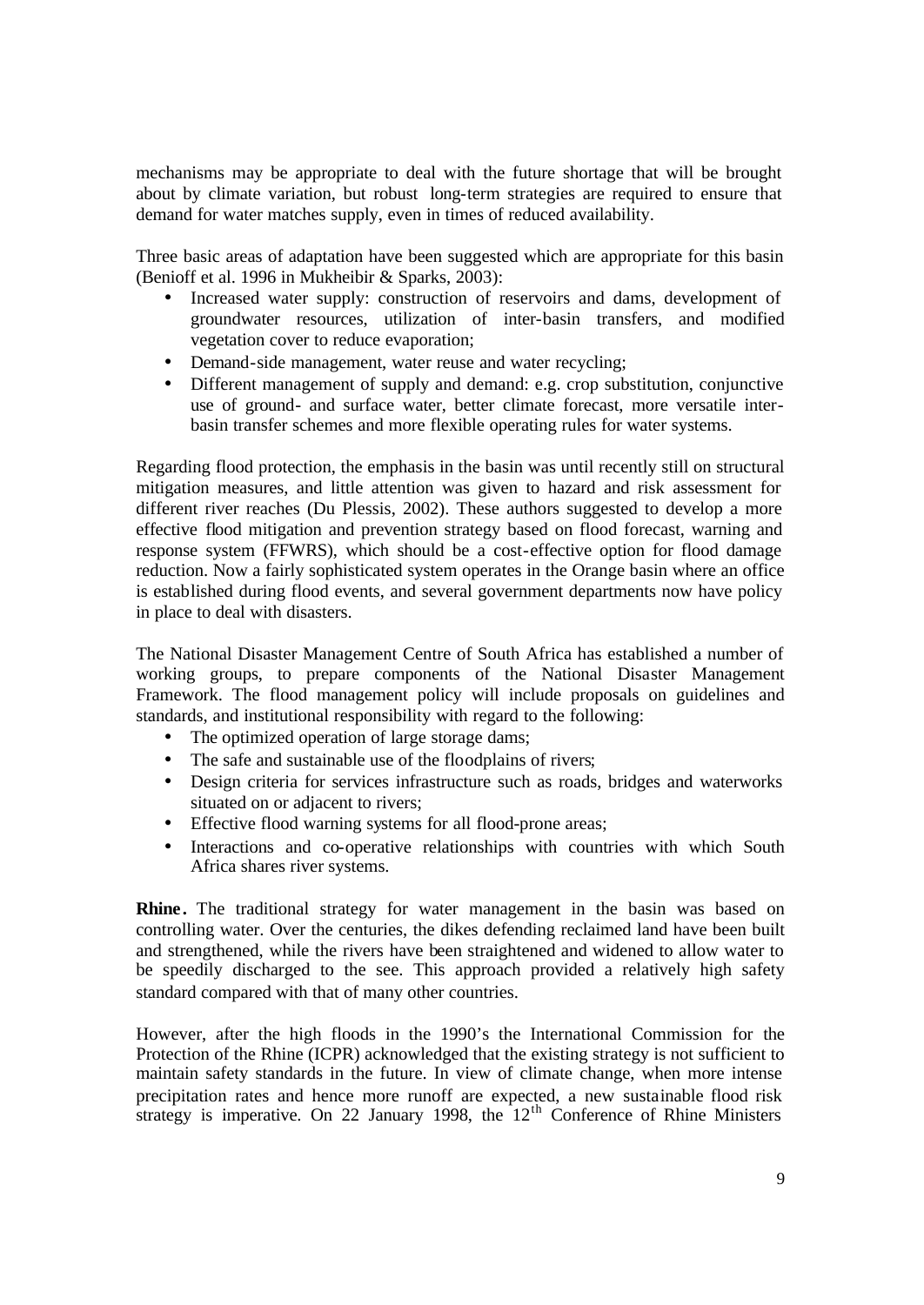mechanisms may be appropriate to deal with the future shortage that will be brought about by climate variation, but robust long-term strategies are required to ensure that demand for water matches supply, even in times of reduced availability.

Three basic areas of adaptation have been suggested which are appropriate for this basin (Benioff et al. 1996 in Mukheibir & Sparks, 2003):

- Increased water supply: construction of reservoirs and dams, development of groundwater resources, utilization of inter-basin transfers, and modified vegetation cover to reduce evaporation;
- Demand-side management, water reuse and water recycling;
- Different management of supply and demand: e.g. crop substitution, conjunctive use of ground- and surface water, better climate forecast, more versatile inter-basin transfer schemes and more flexible operating rules for water systems.

Regarding flood protection, the emphasis in the basin was until recently still on structural mitigation measures, and little attention was given to hazard and risk assessment for different river reaches (Du Plessis, 2002). These authors suggested to develop a more effective flood mitigation and prevention strategy based on flood forecast, warning and response system (FFWRS), which should be a cost-effective option for flood damage reduction. Now a fairly sophisticated system operates in the Orange basin where an office is established during flood events, and several government departments now have policy in place to deal with disasters.

The National Disaster Management Centre of South Africa has established a number of working groups, to prepare components of the National Disaster Management Framework. The flood management policy will include proposals on guidelines and standards, and institutional responsibility with regard to the following:

- The optimized operation of large storage dams;
- The safe and sustainable use of the floodplains of rivers;
- Design criteria for services infrastructure such as roads, bridges and waterworks situated on or adjacent to rivers;
- Effective flood warning systems for all flood-prone areas;
- Interactions and co-operative relationships with countries with which South Africa shares river systems.

**Rhine.** The traditional strategy for water management in the basin was based on controlling water. Over the centuries, the dikes defending reclaimed land have been built and strengthened, while the rivers have been straightened and widened to allow water to be speedily discharged to the see. This approach provided a relatively high safety standard compared with that of many other countries.

However, after the high floods in the 1990's the International Commission for the Protection of the Rhine (ICPR) acknowledged that the existing strategy is not sufficient to maintain safety standards in the future. In view of climate change, when more intense precipitation rates and hence more runoff are expected, a new sustainable flood risk strategy is imperative. On 22 January 1998, the 12th Conference of Rhine Ministers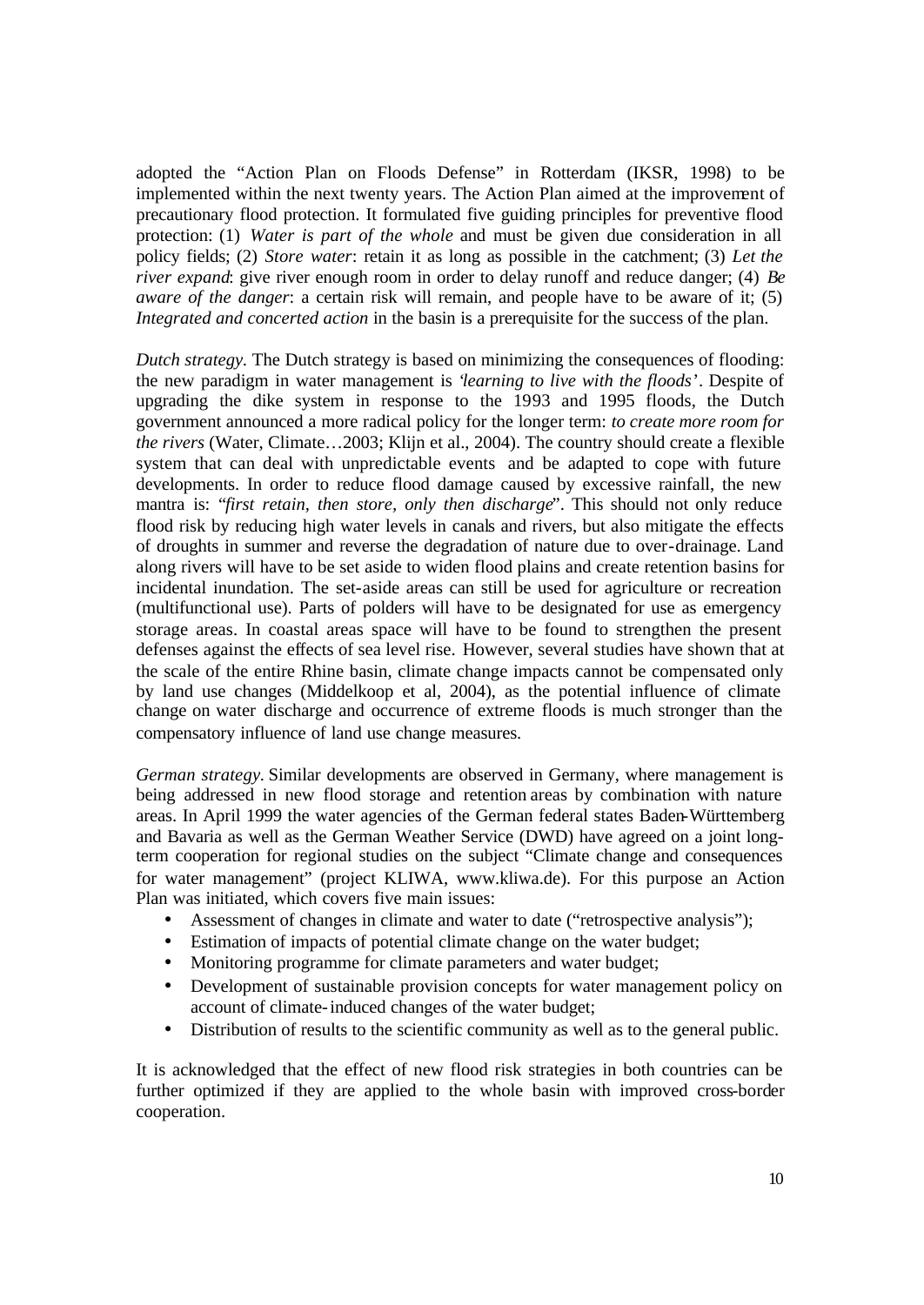adopted the "Action Plan on Floods Defense" in Rotterdam (IKSR, 1998) to be implemented within the next twenty years. The Action Plan aimed at the improvement of precautionary flood protection. It formulated five guiding principles for preventive flood protection: (1) *Water is part of the whole* and must be given due consideration in all policy fields; (2) *Store water*: retain it as long as possible in the catchment; (3) *Let the river expand*: give river enough room in order to delay runoff and reduce danger; (4) *Be aware of the danger*: a certain risk will remain, and people have to be aware of it; (5) *Integrated and concerted action* in the basin is a prerequisite for the success of the plan.

*Dutch strategy.* The Dutch strategy is based on minimizing the consequences of flooding: the new paradigm in water management is *'learning to live with the floods'*. Despite of upgrading the dike system in response to the 1993 and 1995 floods, the Dutch government announced a more radical policy for the longer term: *to create more room for the rivers* (Water, Climate…2003; Klijn et al., 2004). The country should create a flexible system that can deal with unpredictable events and be adapted to cope with future developments. In order to reduce flood damage caused by excessive rainfall, the new mantra is: "*first retain, then store, only then discharge*". This should not only reduce flood risk by reducing high water levels in canals and rivers, but also mitigate the effects of droughts in summer and reverse the degradation of nature due to over-drainage. Land along rivers will have to be set aside to widen flood plains and create retention basins for incidental inundation. The set-aside areas can still be used for agriculture or recreation (multifunctional use). Parts of polders will have to be designated for use as emergency storage areas. In coastal areas space will have to be found to strengthen the present defenses against the effects of sea level rise. However, several studies have shown that at the scale of the entire Rhine basin, climate change impacts cannot be compensated only by land use changes (Middelkoop et al, 2004), as the potential influence of climate change on water discharge and occurrence of extreme floods is much stronger than the compensatory influence of land use change measures.

*German strategy.* Similar developments are observed in Germany, where management is being addressed in new flood storage and retention areas by combination with nature areas. In April 1999 the water agencies of the German federal states Baden-Württemberg and Bavaria as well as the German Weather Service (DWD) have agreed on a joint long-term cooperation for regional studies on the subject "Climate change and consequences for water management" (project KLIWA, www.kliwa.de). For this purpose an Action Plan was initiated, which covers five main issues:

- Assessment of changes in climate and water to date ("retrospective analysis");
- Estimation of impacts of potential climate change on the water budget;
- Monitoring programme for climate parameters and water budget;
- Development of sustainable provision concepts for water management policy on account of climate-induced changes of the water budget;
- Distribution of results to the scientific community as well as to the general public.

It is acknowledged that the effect of new flood risk strategies in both countries can be further optimized if they are applied to the whole basin with improved cross-border cooperation.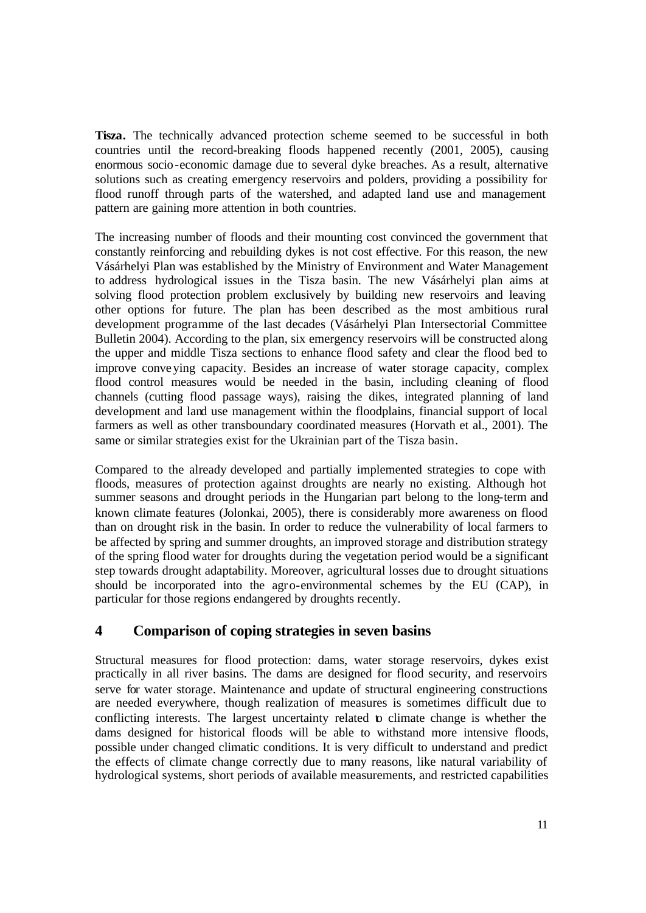**Tisza.** The technically advanced protection scheme seemed to be successful in both countries until the record-breaking floods happened recently (2001, 2005), causing enormous socio-economic damage due to several dyke breaches. As a result, alternative solutions such as creating emergency reservoirs and polders, providing a possibility for flood runoff through parts of the watershed, and adapted land use and management pattern are gaining more attention in both countries.

The increasing number of floods and their mounting cost convinced the government that constantly reinforcing and rebuilding dykes is not cost effective. For this reason, the new Vásárhelyi Plan was established by the Ministry of Environment and Water Management to address hydrological issues in the Tisza basin. The new Vásárhelyi plan aims at solving flood protection problem exclusively by building new reservoirs and leaving other options for future. The plan has been described as the most ambitious rural development programme of the last decades (Vásárhelyi Plan Intersectorial Committee Bulletin 2004). According to the plan, six emergency reservoirs will be constructed along the upper and middle Tisza sections to enhance flood safety and clear the flood bed to improve conveying capacity. Besides an increase of water storage capacity, complex flood control measures would be needed in the basin, including cleaning of flood channels (cutting flood passage ways), raising the dikes, integrated planning of land development and land use management within the floodplains, financial support of local farmers as well as other transboundary coordinated measures (Horvath et al., 2001). The same or similar strategies exist for the Ukrainian part of the Tisza basin.

Compared to the already developed and partially implemented strategies to cope with floods, measures of protection against droughts are nearly no existing. Although hot summer seasons and drought periods in the Hungarian part belong to the long-term and known climate features (Jolonkai, 2005), there is considerably more awareness on flood than on drought risk in the basin. In order to reduce the vulnerability of local farmers to be affected by spring and summer droughts, an improved storage and distribution strategy of the spring flood water for droughts during the vegetation period would be a significant step towards drought adaptability. Moreover, agricultural losses due to drought situations should be incorporated into the agro-environmental schemes by the EU (CAP), in particular for those regions endangered by droughts recently.

## 4 Comparison of coping strategies in seven basins

Structural measures for flood protection: dams, water storage reservoirs, dykes exist practically in all river basins. The dams are designed for flood security, and reservoirs serve for water storage. Maintenance and update of structural engineering constructions are needed everywhere, though realization of measures is sometimes difficult due to conflicting interests. The largest uncertainty related to climate change is whether the dams designed for historical floods will be able to withstand more intensive floods, possible under changed climatic conditions. It is very difficult to understand and predict the effects of climate change correctly due to many reasons, like natural variability of hydrological systems, short periods of available measurements, and restricted capabilities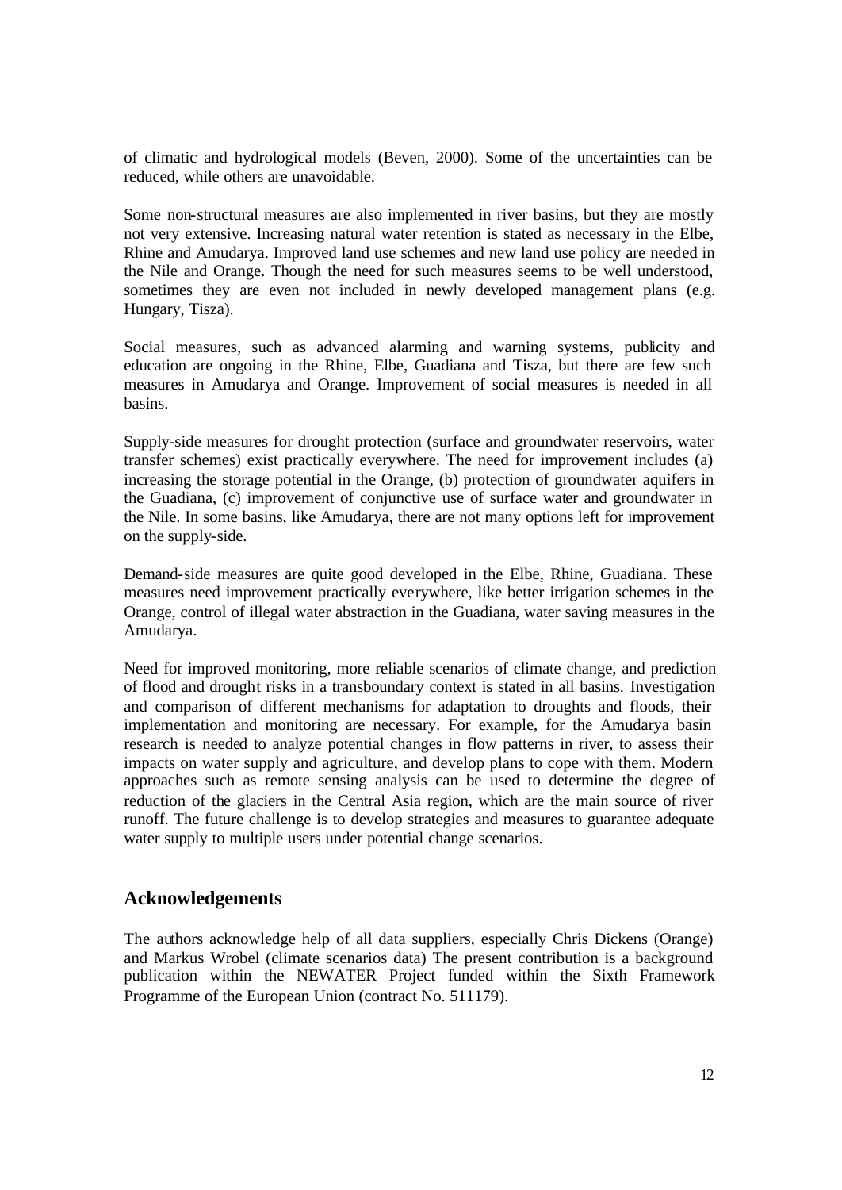of climatic and hydrological models (Beven, 2000). Some of the uncertainties can be reduced, while others are unavoidable.

Some non-structural measures are also implemented in river basins, but they are mostly not very extensive. Increasing natural water retention is stated as necessary in the Elbe, Rhine and Amudarya. Improved land use schemes and new land use policy are needed in the Nile and Orange. Though the need for such measures seems to be well understood, sometimes they are even not included in newly developed management plans (e.g. Hungary, Tisza).

Social measures, such as advanced alarming and warning systems, publicity and education are ongoing in the Rhine, Elbe, Guadiana and Tisza, but there are few such measures in Amudarya and Orange. Improvement of social measures is needed in all basins.

Supply-side measures for drought protection (surface and groundwater reservoirs, water transfer schemes) exist practically everywhere. The need for improvement includes (a) increasing the storage potential in the Orange, (b) protection of groundwater aquifers in the Guadiana, (c) improvement of conjunctive use of surface water and groundwater in the Nile. In some basins, like Amudarya, there are not many options left for improvement on the supply-side.

Demand-side measures are quite good developed in the Elbe, Rhine, Guadiana. These measures need improvement practically everywhere, like better irrigation schemes in the Orange, control of illegal water abstraction in the Guadiana, water saving measures in the Amudarya.

Need for improved monitoring, more reliable scenarios of climate change, and prediction of flood and drought risks in a transboundary context is stated in all basins. Investigation and comparison of different mechanisms for adaptation to droughts and floods, their implementation and monitoring are necessary. For example, for the Amudarya basin research is needed to analyze potential changes in flow patterns in river, to assess their impacts on water supply and agriculture, and develop plans to cope with them. Modern approaches such as remote sensing analysis can be used to determine the degree of reduction of the glaciers in the Central Asia region, which are the main source of river runoff. The future challenge is to develop strategies and measures to guarantee adequate water supply to multiple users under potential change scenarios.

## Acknowledgements

The authors acknowledge help of all data suppliers, especially Chris Dickens (Orange) and Markus Wrobel (climate scenarios data) The present contribution is a background publication within the NEWATER Project funded within the Sixth Framework Programme of the European Union (contract No. 511179).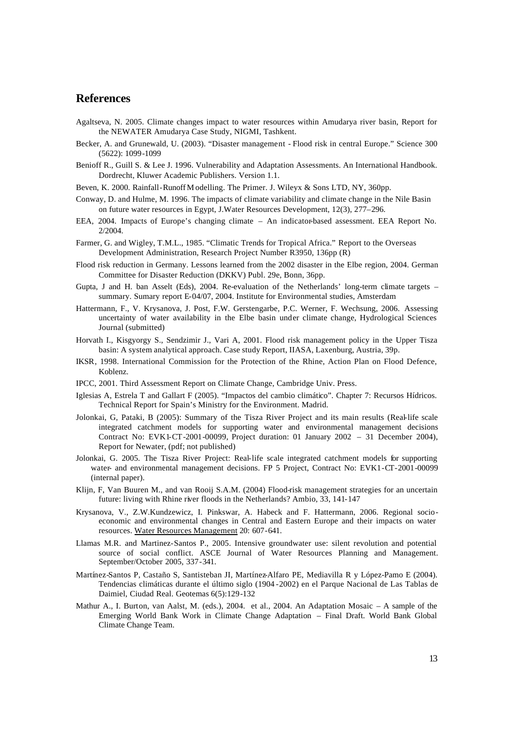## References

Agaltseva, N. 2005. Climate changes impact to water resources within Amudarya river basin, Report for the NEWATER Amudarya Case Study, NIGMI, Tashkent.

Becker, A. and Grunewald, U. (2003). "Disaster management - Flood risk in central Europe." Science 300 (5622): 1099-1099

Benioff R., Guill S. & Lee J. 1996. Vulnerability and Adaptation Assessments. An International Handbook. Dordrecht, Kluwer Academic Publishers. Version 1.1.

Beven, K. 2000. Rainfall-Runoff Modelling. The Primer. J. Wileyx & Sons LTD, NY, 360pp.

Conway, D. and Hulme, M. 1996. The impacts of climate variability and climate change in the Nile Basin on future water resources in Egypt, J.Water Resources Development, 12(3), 277–296.

EEA, 2004. Impacts of Europe's changing climate – An indicator-based assessment. EEA Report No. 2/2004.

Farmer, G. and Wigley, T.M.L., 1985. "Climatic Trends for Tropical Africa." Report to the Overseas Development Administration, Research Project Number R3950, 136pp (R)

Flood risk reduction in Germany. Lessons learned from the 2002 disaster in the Elbe region, 2004. German Committee for Disaster Reduction (DKKV) Publ. 29e, Bonn, 36pp.

Gupta, J and H. ban Asselt (Eds), 2004. Re-evaluation of the Netherlands' long-term climate targets – summary. Sumary report E-04/07, 2004. Institute for Environmental studies, Amsterdam

Hattermann, F., V. Krysanova, J. Post, F.W. Gerstengarbe, P.C. Werner, F. Wechsung, 2006. Assessing uncertainty of water availability in the Elbe basin under climate change, Hydrological Sciences Journal (submitted)

Horvath I., Kisgyorgy S., Sendzimir J., Vari A, 2001. Flood risk management policy in the Upper Tisza basin: A system analytical approach. Case study Report, IIASA, Laxenburg, Austria, 39p.

IKSR, 1998. International Commission for the Protection of the Rhine, Action Plan on Flood Defence, Koblenz.

IPCC, 2001. Third Assessment Report on Climate Change, Cambridge Univ. Press.

Iglesias A, Estrela T and Gallart F (2005). "Impactos del cambio climático". Chapter 7: Recursos Hídricos. Technical Report for Spain's Ministry for the Environment. Madrid.

Jolonkai, G, Pataki, B (2005): Summary of the Tisza River Project and its main results (Real-life scale integrated catchment models for supporting water and environmental management decisions Contract No: EVK1-CT-2001-00099, Project duration: 01 January 2002 – 31 December 2004), Report for Newater, (pdf; not published)

Jolonkai, G. 2005. The Tisza River Project: Real-life scale integrated catchment models for supporting water- and environmental management decisions. FP 5 Project, Contract No: EVK1-CT-2001-00099 (internal paper).

Klijn, F, Van Buuren M., and van Rooij S.A.M. (2004) Flood-risk management strategies for an uncertain future: living with Rhine river floods in the Netherlands? Ambio, 33, 141-147

Krysanova, V., Z.W.Kundzewicz, I. Pinkswar, A. Habeck and F. Hattermann, 2006. Regional socio-economic and environmental changes in Central and Eastern Europe and their impacts on water resources. Water Resources Management 20: 607-641.

Llamas M.R. and Martinez-Santos P., 2005. Intensive groundwater use: silent revolution and potential source of social conflict. ASCE Journal of Water Resources Planning and Management. September/October 2005, 337-341.

Martínez-Santos P, Castaño S, Santisteban JI, Martínez-Alfaro PE, Mediavilla R y López-Pamo E (2004). Tendencias climáticas durante el último siglo (1904-2002) en el Parque Nacional de Las Tablas de Daimiel, Ciudad Real. Geotemas 6(5):129-132

Mathur A., I. Burton, van Aalst, M. (eds.), 2004. et al., 2004. An Adaptation Mosaic – A sample of the Emerging World Bank Work in Climate Change Adaptation – Final Draft. World Bank Global Climate Change Team.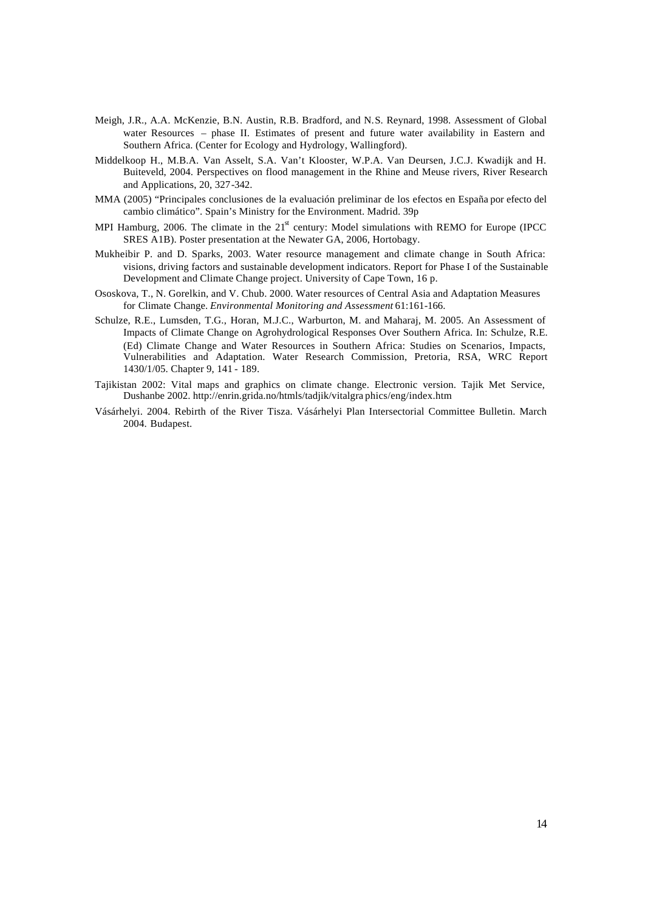Meigh, J.R., A.A. McKenzie, B.N. Austin, R.B. Bradford, and N.S. Reynard, 1998. Assessment of Global water Resources – phase II. Estimates of present and future water availability in Eastern and Southern Africa. (Center for Ecology and Hydrology, Wallingford).

Middelkoop H., M.B.A. Van Asselt, S.A. Van't Klooster, W.P.A. Van Deursen, J.C.J. Kwadijk and H. Buiteveld, 2004. Perspectives on flood management in the Rhine and Meuse rivers, River Research and Applications, 20, 327-342.

MMA (2005) "Principales conclusiones de la evaluación preliminar de los efectos en España por efecto del cambio climático". Spain's Ministry for the Environment. Madrid. 39p

MPI Hamburg, 2006. The climate in the 21st century: Model simulations with REMO for Europe (IPCC SRES A1B). Poster presentation at the Newater GA, 2006, Hortobagy.

Mukheibir P. and D. Sparks, 2003. Water resource management and climate change in South Africa: visions, driving factors and sustainable development indicators. Report for Phase I of the Sustainable Development and Climate Change project. University of Cape Town, 16 p.

Ososkova, T., N. Gorelkin, and V. Chub. 2000. Water resources of Central Asia and Adaptation Measures for Climate Change. *Environmental Monitoring and Assessment* 61:161-166.

Schulze, R.E., Lumsden, T.G., Horan, M.J.C., Warburton, M. and Maharaj, M. 2005. An Assessment of Impacts of Climate Change on Agrohydrological Responses Over Southern Africa. In: Schulze, R.E. (Ed) Climate Change and Water Resources in Southern Africa: Studies on Scenarios, Impacts, Vulnerabilities and Adaptation. Water Research Commission, Pretoria, RSA, WRC Report 1430/1/05. Chapter 9, 141 - 189.

Tajikistan 2002: Vital maps and graphics on climate change. Electronic version. Tajik Met Service, Dushanbe 2002. http://enrin.grida.no/htmls/tadjik/vitalgra phics/eng/index.htm

Vásárhelyi. 2004. Rebirth of the River Tisza. Vásárhelyi Plan Intersectorial Committee Bulletin. March 2004. Budapest.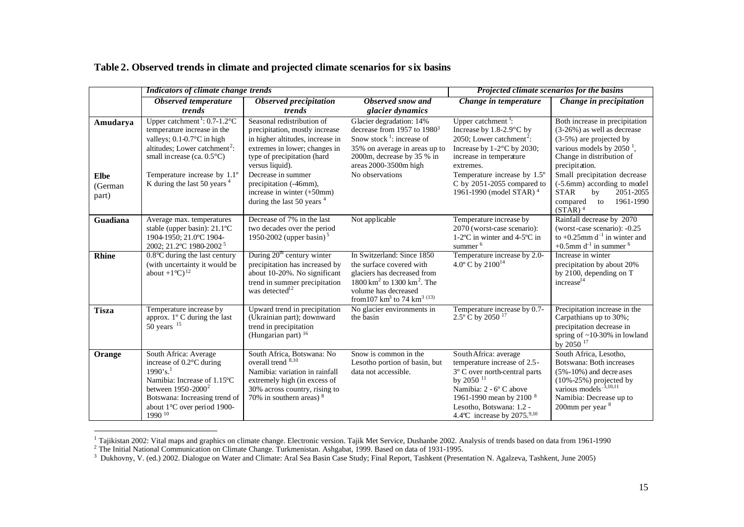**Table 2. Observed trends in climate and projected climate scenarios for six basins**

| | *Indicators of climate change trends* | | | *Projected climate scenarios for the basins* | |
|---|---|---|---|---|---|
| | *Observed temperature trends* | *Observed precipitation trends* | *Observed snow and glacier dynamics* | *Change in temperature* | *Change in precipitation* |
| **Amudarya** | Upper catchment[1]: 0.7-1.2°C temperature increase in the valleys; 0.1-0.7°C in high altitudes; Lower catchment[2]: small increase (ca. 0.5°C) | Seasonal redistribution of precipitation, mostly increase in higher altitudes, increase in extremes in lower; changes in type of precipitation (hard versus liquid). | Glacier degradation: 14% decrease from 1957 to 1980[3] Snow stock [1]: increase of 35% on average in areas up to 2000m, decrease by 35 % in areas 2000-3500m high | Upper catchment [1]: Increase by 1.8-2.9°C by 2050; Lower catchment[2]: Increase by 1-2°C by 2030; increase in temperature extremes. | Both increase in precipitation (3-26%) as well as decrease (3-5%) are projected by various models by 2050 [1], Change in distribution of precipitation. |
| **Elbe** (German part) | Temperature increase by 1.1° K during the last 50 years [4] | Decrease in summer precipitation (-46mm), increase in winter (+50mm) during the last 50 years [4] | No observations | Temperature increase by 1.5° C by 2051-2055 compared to 1961-1990 (model STAR) [4] | Small precipitation decrease (-5.6mm) according to model STAR by 2051-2055 compared to 1961-1990 (STAR) [4] |
| **Guadiana** | Average max. temperatures stable (upper basin): 21.1ºC 1904-1950; 21.0ºC 1904-2002; 21.2ºC 1980-2002 [5] | Decrease of 7% in the last two decades over the period 1950-2002 (upper basin) [5] | Not applicable | Temperature increase by 2070 (worst-case scenario): 1-2ºC in winter and 4-5ºC in summer [6] | Rainfall decrease by 2070 (worst-case scenario): -0.25 to +0.25mm $d^{-1}$ in winter and +0.5mm $d^{-1}$ in summer [6] |
| **Rhine** | 0.8°C during the last century (with uncertainty it would be about +1°C) [12] | During 20[th] century winter precipitation has increased by about 10-20%. No significant trend in summer precipitation was detected[12] | In Switzerland: Since 1850 the surface covered with glaciers has decreased from 1800 $km^2$ to 1300 $km^2$. The volume has decreased from107 $km^3$ to 74 $km^3$ [(13)] | Temperature increase by 2.0-4.0° C by 2100[14] | Increase in winter precipitation by about 20% by 2100, depending on T increase[14] |
| **Tisza** | Temperature increase by approx. 1° C during the last 50 years [15] | Upward trend in precipitation (Ukrainian part); downward trend in precipitation (Hungarian part) [16] | No glacier environments in the basin | Temperature increase by 0.7-2.5° C by 2050 [17] | Precipitation increase in the Carpathians up to 30%; precipitation decrease in spring of ~10-30% in lowland by 2050 [17] |
| **Orange** | South Africa: Average increase of 0.2°C during 1990's.[1] Namibia: Increase of 1.15°C between 1950-2000[2] Botswana: Increasing trend of about 1°C over period 1900-1990 [10] | South Africa, Botswana: No overall trend [8,10] Namibia: variation in rainfall extremely high (in excess of 30% across country, rising to 70% in southern areas) [8] | Snow is common in the Lesotho portion of basin, but data not accessible. | South Africa: average temperature increase of 2.5-3° C over north-central parts by 2050 [11] Namibia: 2 - 6° C above 1961-1990 mean by 2100 [8] Lesotho, Botswana: 1.2 - 4.4°C increase by 2075.[9,10] | South Africa, Lesotho, Botswana: Both increases (5%-10%) and decreases (10%-25%) projected by various models [3,10,11] Namibia: Decrease up to 200mm per year [8] |

[1] Tajikistan 2002: Vital maps and graphics on climate change. Electronic version. Tajik Met Service, Dushanbe 2002. Analysis of trends based on data from 1961-1990

[2] The Initial National Communication on Climate Change. Turkmenistan. Ashgabat, 1999. Based on data of 1931-1995.

[3] Dukhovny, V. (ed.) 2002. Dialogue on Water and Climate: Aral Sea Basin Case Study; Final Report, Tashkent (Presentation N. Agalzeva, Tashkent, June 2005)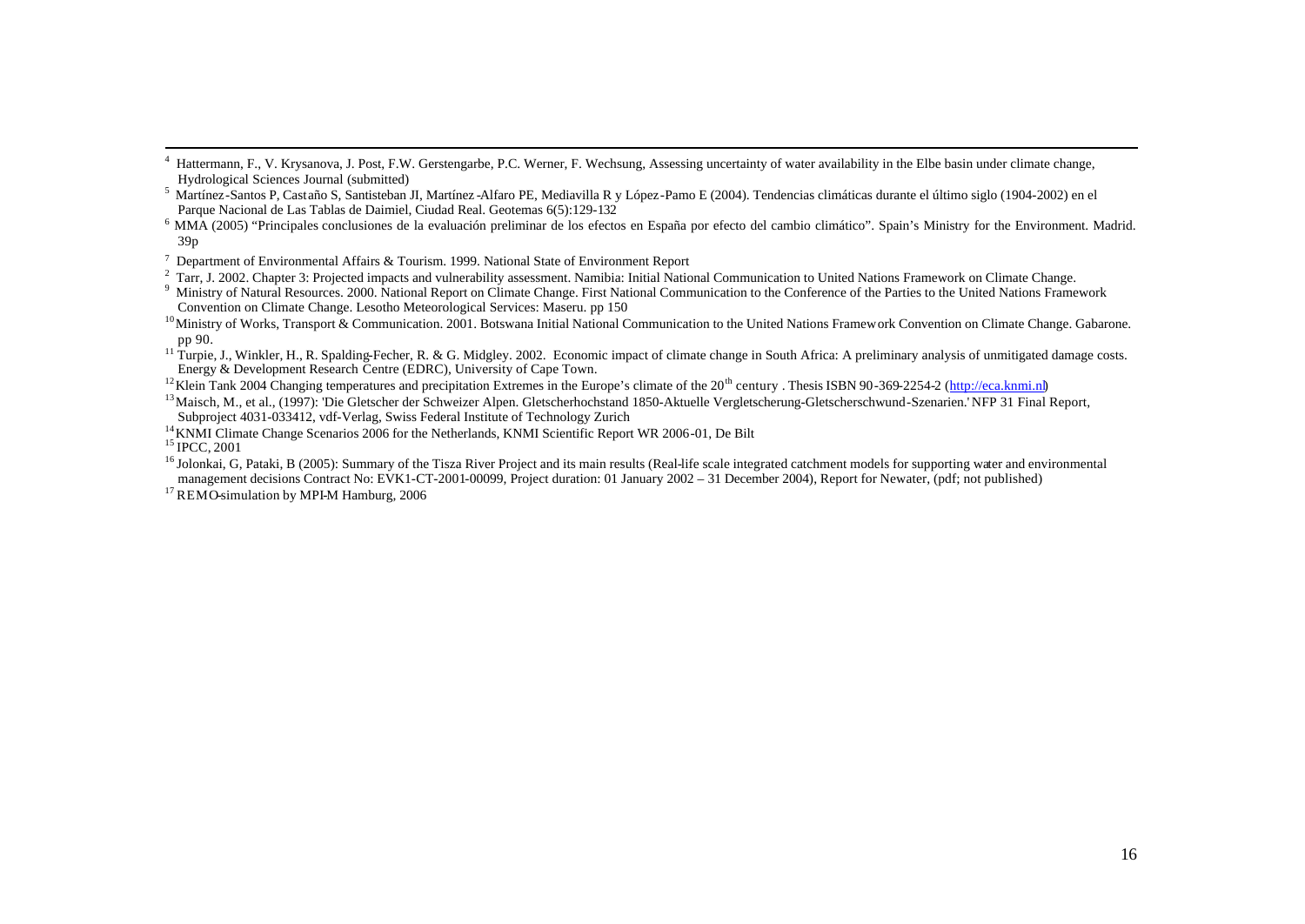[4] Hattermann, F., V. Krysanova, J. Post, F.W. Gerstengarbe, P.C. Werner, F. Wechsung, Assessing uncertainty of water availability in the Elbe basin under climate change, Hydrological Sciences Journal (submitted)

[5] Martínez-Santos P, Castaño S, Santisteban JI, Martínez-Alfaro PE, Mediavilla R y López-Pamo E (2004). Tendencias climáticas durante el último siglo (1904-2002) en el Parque Nacional de Las Tablas de Daimiel, Ciudad Real. Geotemas 6(5):129-132

[6] MMA (2005) "Principales conclusiones de la evaluación preliminar de los efectos en España por efecto del cambio climático". Spain's Ministry for the Environment. Madrid. 39p

[7] Department of Environmental Affairs & Tourism. 1999. National State of Environment Report

[2] Tarr, J. 2002. Chapter 3: Projected impacts and vulnerability assessment. Namibia: Initial National Communication to United Nations Framework on Climate Change.

[9] Ministry of Natural Resources. 2000. National Report on Climate Change. First National Communication to the Conference of the Parties to the United Nations Framework Convention on Climate Change. Lesotho Meteorological Services: Maseru. pp 150

[10] Ministry of Works, Transport & Communication. 2001. Botswana Initial National Communication to the United Nations Framework Convention on Climate Change. Gabarone. pp 90.

[11] Turpie, J., Winkler, H., R. Spalding-Fecher, R. & G. Midgley. 2002. Economic impact of climate change in South Africa: A preliminary analysis of unmitigated damage costs. Energy & Development Research Centre (EDRC), University of Cape Town.

[12] Klein Tank 2004 Changing temperatures and precipitation Extremes in the Europe's climate of the 20th century . Thesis ISBN 90-369-2254-2 (http://eca.knmi.nl)

[13] Maisch, M., et al., (1997): 'Die Gletscher der Schweizer Alpen. Gletscherhochstand 1850-Aktuelle Vergletscherung-Gletscherschwund-Szenarien.' NFP 31 Final Report, Subproject 4031-033412, vdf-Verlag, Swiss Federal Institute of Technology Zurich

[14] KNMI Climate Change Scenarios 2006 for the Netherlands, KNMI Scientific Report WR 2006-01, De Bilt

[15] IPCC, 2001

[16] Jolonkai, G, Pataki, B (2005): Summary of the Tisza River Project and its main results (Real-life scale integrated catchment models for supporting water and environmental management decisions Contract No: EVK1-CT-2001-00099, Project duration: 01 January 2002 – 31 December 2004), Report for Newater, (pdf; not published)

[17] REMO-simulation by MPI-M Hamburg, 2006